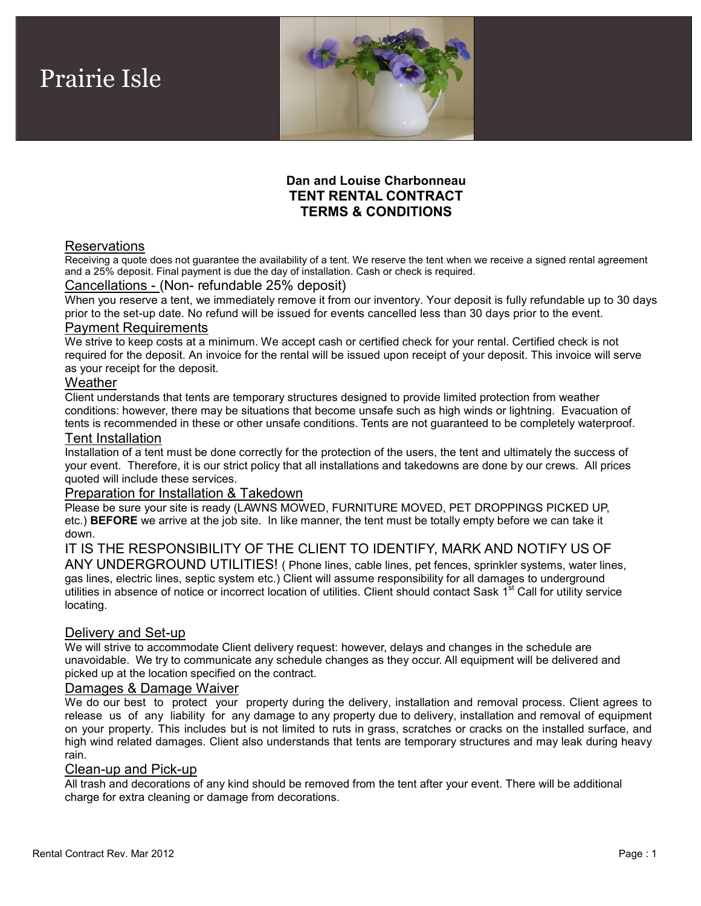# Prairie Isle

**Dan and Louise Charbonneau**
**TENT RENTAL CONTRACT**
**TERMS & CONDITIONS**

## Reservations

Receiving a quote does not guarantee the availability of a tent. We reserve the tent when we receive a signed rental agreement and a 25% deposit. Final payment is due the day of installation. Cash or check is required.

## Cancellations - (Non- refundable 25% deposit)

When you reserve a tent, we immediately remove it from our inventory. Your deposit is fully refundable up to 30 days prior to the set-up date. No refund will be issued for events cancelled less than 30 days prior to the event.

## Payment Requirements

We strive to keep costs at a minimum. We accept cash or certified check for your rental. Certified check is not required for the deposit. An invoice for the rental will be issued upon receipt of your deposit. This invoice will serve as your receipt for the deposit.

## Weather

Client understands that tents are temporary structures designed to provide limited protection from weather conditions: however, there may be situations that become unsafe such as high winds or lightning. Evacuation of tents is recommended in these or other unsafe conditions. Tents are not guaranteed to be completely waterproof.

## Tent Installation

Installation of a tent must be done correctly for the protection of the users, the tent and ultimately the success of your event. Therefore, it is our strict policy that all installations and takedowns are done by our crews. All prices quoted will include these services.

## Preparation for Installation & Takedown

Please be sure your site is ready (LAWNS MOWED, FURNITURE MOVED, PET DROPPINGS PICKED UP, etc.) **BEFORE** we arrive at the job site. In like manner, the tent must be totally empty before we can take it down.

IT IS THE RESPONSIBILITY OF THE CLIENT TO IDENTIFY, MARK AND NOTIFY US OF ANY UNDERGROUND UTILITIES! ( Phone lines, cable lines, pet fences, sprinkler systems, water lines, gas lines, electric lines, septic system etc.) Client will assume responsibility for all damages to underground utilities in absence of notice or incorrect location of utilities. Client should contact Sask 1st Call for utility service locating.

## Delivery and Set-up

We will strive to accommodate Client delivery request: however, delays and changes in the schedule are unavoidable. We try to communicate any schedule changes as they occur. All equipment will be delivered and picked up at the location specified on the contract.

## Damages & Damage Waiver

We do our best to protect your property during the delivery, installation and removal process. Client agrees to release us of any liability for any damage to any property due to delivery, installation and removal of equipment on your property. This includes but is not limited to ruts in grass, scratches or cracks on the installed surface, and high wind related damages. Client also understands that tents are temporary structures and may leak during heavy rain.

## Clean-up and Pick-up

All trash and decorations of any kind should be removed from the tent after your event. There will be additional charge for extra cleaning or damage from decorations.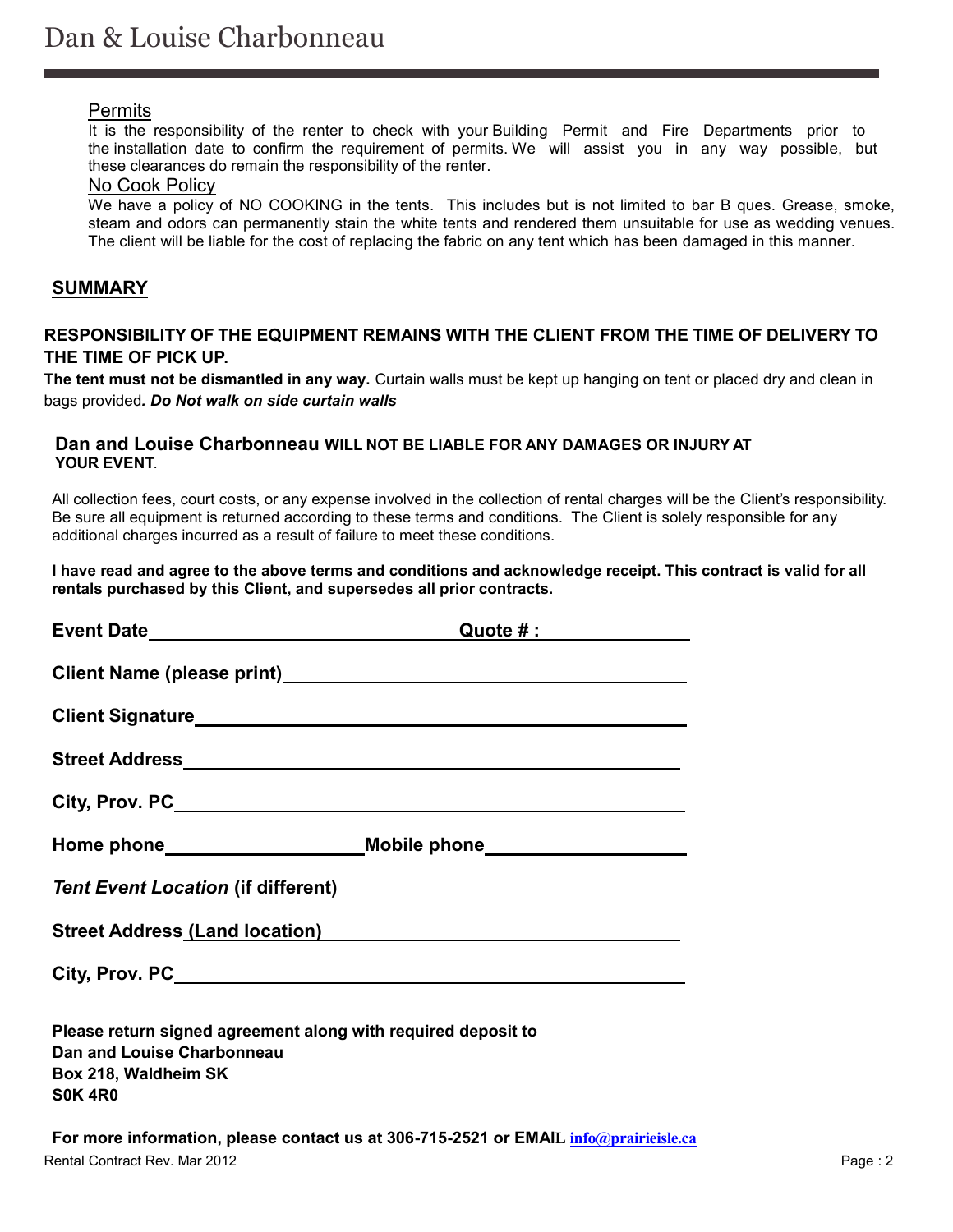Permits

It is the responsibility of the renter to check with your Building Permit and Fire Departments prior to the installation date to confirm the requirement of permits. We will assist you in any way possible, but these clearances do remain the responsibility of the renter.

No Cook Policy

We have a policy of NO COOKING in the tents. This includes but is not limited to bar B ques. Grease, smoke, steam and odors can permanently stain the white tents and rendered them unsuitable for use as wedding venues. The client will be liable for the cost of replacing the fabric on any tent which has been damaged in this manner.

## SUMMARY

**RESPONSIBILITY OF THE EQUIPMENT REMAINS WITH THE CLIENT FROM THE TIME OF DELIVERY TO THE TIME OF PICK UP.**

**The tent must not be dismantled in any way.** Curtain walls must be kept up hanging on tent or placed dry and clean in bags provided***. Do Not walk on side curtain walls***

**Dan and Louise Charbonneau WILL NOT BE LIABLE FOR ANY DAMAGES OR INJURY AT YOUR EVENT**.

All collection fees, court costs, or any expense involved in the collection of rental charges will be the Client's responsibility. Be sure all equipment is returned according to these terms and conditions. The Client is solely responsible for any additional charges incurred as a result of failure to meet these conditions.

**I have read and agree to the above terms and conditions and acknowledge receipt. This contract is valid for all rentals purchased by this Client, and supersedes all prior contracts.**

**Event Date** ______________________________ **Quote # :** ______________

**Client Name (please print)** ______________________________

**Client Signature** ______________________________

**Street Address** ______________________________

**City, Prov. PC** ______________________________

**Home phone** __________________ **Mobile phone** __________________

***Tent Event Location* (if different)**

**Street Address (Land location)** ______________________________

**City, Prov. PC** ______________________________

**Please return signed agreement along with required deposit to**
**Dan and Louise Charbonneau**
**Box 218, Waldheim SK**
**S0K 4R0**

**For more information, please contact us at 306-715-2521 or EMAIL info@prairieisle.ca**

Rental Contract Rev. Mar 2012